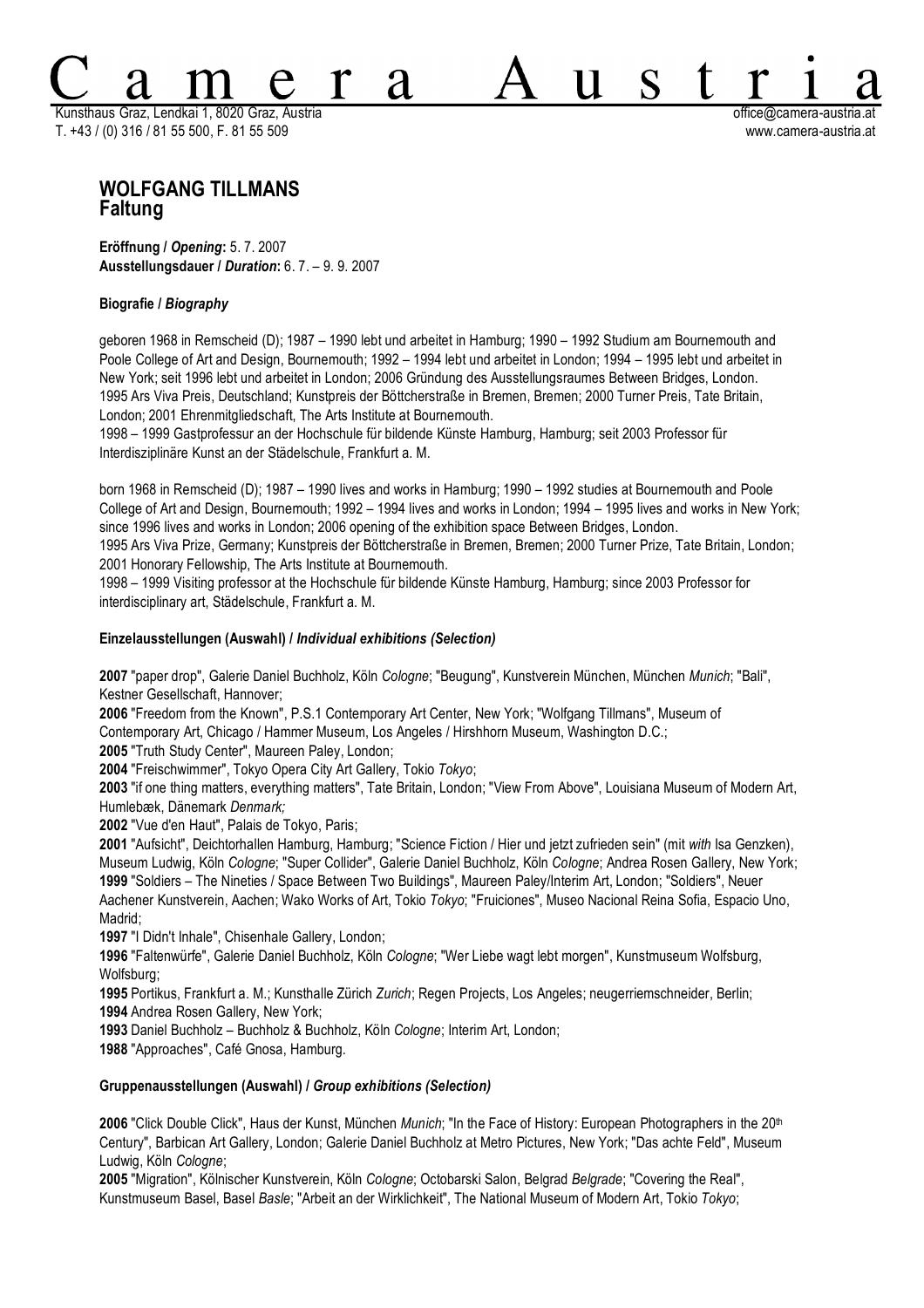# Camera Austria

Kunsthaus Graz, Lendkai 1, 8020 Graz, Austria
T. +43 / (0) 316 / 81 55 500, F. 81 55 509

office@camera-austria.at
www.camera-austria.at

## WOLFGANG TILLMANS
## Faltung

**Eröffnung /** ***Opening*****:** 5. 7. 2007
**Ausstellungsdauer /** ***Duration*****:** 6. 7. – 9. 9. 2007

### Biografie / *Biography*

geboren 1968 in Remscheid (D); 1987 – 1990 lebt und arbeitet in Hamburg; 1990 – 1992 Studium am Bournemouth and Poole College of Art and Design, Bournemouth; 1992 – 1994 lebt und arbeitet in London; 1994 – 1995 lebt und arbeitet in New York; seit 1996 lebt und arbeitet in London; 2006 Gründung des Ausstellungsraumes Between Bridges, London.
1995 Ars Viva Preis, Deutschland; Kunstpreis der Böttcherstraße in Bremen, Bremen; 2000 Turner Preis, Tate Britain, London; 2001 Ehrenmitgliedschaft, The Arts Institute at Bournemouth.
1998 – 1999 Gastprofessur an der Hochschule für bildende Künste Hamburg, Hamburg; seit 2003 Professor für Interdisziplinäre Kunst an der Städelschule, Frankfurt a. M.

born 1968 in Remscheid (D); 1987 – 1990 lives and works in Hamburg; 1990 – 1992 studies at Bournemouth and Poole College of Art and Design, Bournemouth; 1992 – 1994 lives and works in London; 1994 – 1995 lives and works in New York; since 1996 lives and works in London; 2006 opening of the exhibition space Between Bridges, London.
1995 Ars Viva Prize, Germany; Kunstpreis der Böttcherstraße in Bremen, Bremen; 2000 Turner Prize, Tate Britain, London; 2001 Honorary Fellowship, The Arts Institute at Bournemouth.
1998 – 1999 Visiting professor at the Hochschule für bildende Künste Hamburg, Hamburg; since 2003 Professor for interdisciplinary art, Städelschule, Frankfurt a. M.

### Einzelausstellungen (Auswahl) / *Individual exhibitions (Selection)*

**2007** "paper drop", Galerie Daniel Buchholz, Köln *Cologne*; "Beugung", Kunstverein München, München *Munich*; "Bali", Kestner Gesellschaft, Hannover;
**2006** "Freedom from the Known", P.S.1 Contemporary Art Center, New York; "Wolfgang Tillmans", Museum of Contemporary Art, Chicago / Hammer Museum, Los Angeles / Hirshhorn Museum, Washington D.C.;
**2005** "Truth Study Center", Maureen Paley, London;
**2004** "Freischwimmer", Tokyo Opera City Art Gallery, Tokio *Tokyo*;
**2003** "if one thing matters, everything matters", Tate Britain, London; "View From Above", Louisiana Museum of Modern Art, Humlebæk, Dänemark *Denmark;*
**2002** "Vue d'en Haut", Palais de Tokyo, Paris;
**2001** "Aufsicht", Deichtorhallen Hamburg, Hamburg; "Science Fiction / Hier und jetzt zufrieden sein" (mit *with* Isa Genzken), Museum Ludwig, Köln *Cologne*; "Super Collider", Galerie Daniel Buchholz, Köln *Cologne*; Andrea Rosen Gallery, New York;
**1999** "Soldiers – The Nineties / Space Between Two Buildings", Maureen Paley/Interim Art, London; "Soldiers", Neuer Aachener Kunstverein, Aachen; Wako Works of Art, Tokio *Tokyo*; "Fruiciones", Museo Nacional Reina Sofia, Espacio Uno, Madrid;
**1997** "I Didn't Inhale", Chisenhale Gallery, London;
**1996** "Faltenwürfe", Galerie Daniel Buchholz, Köln *Cologne*; "Wer Liebe wagt lebt morgen", Kunstmuseum Wolfsburg, Wolfsburg;
**1995** Portikus, Frankfurt a. M.; Kunsthalle Zürich *Zurich*; Regen Projects, Los Angeles; neugerriemschneider, Berlin;
**1994** Andrea Rosen Gallery, New York;
**1993** Daniel Buchholz – Buchholz & Buchholz, Köln *Cologne*; Interim Art, London;
**1988** "Approaches", Café Gnosa, Hamburg.

### Gruppenausstellungen (Auswahl) / *Group exhibitions (Selection)*

**2006** "Click Double Click", Haus der Kunst, München *Munich*; "In the Face of History: European Photographers in the 20th Century", Barbican Art Gallery, London; Galerie Daniel Buchholz at Metro Pictures, New York; "Das achte Feld", Museum Ludwig, Köln *Cologne*;
**2005** "Migration", Kölnischer Kunstverein, Köln *Cologne*; Octobarski Salon, Belgrad *Belgrade*; "Covering the Real", Kunstmuseum Basel, Basel *Basle*; "Arbeit an der Wirklichkeit", The National Museum of Modern Art, Tokio *Tokyo*;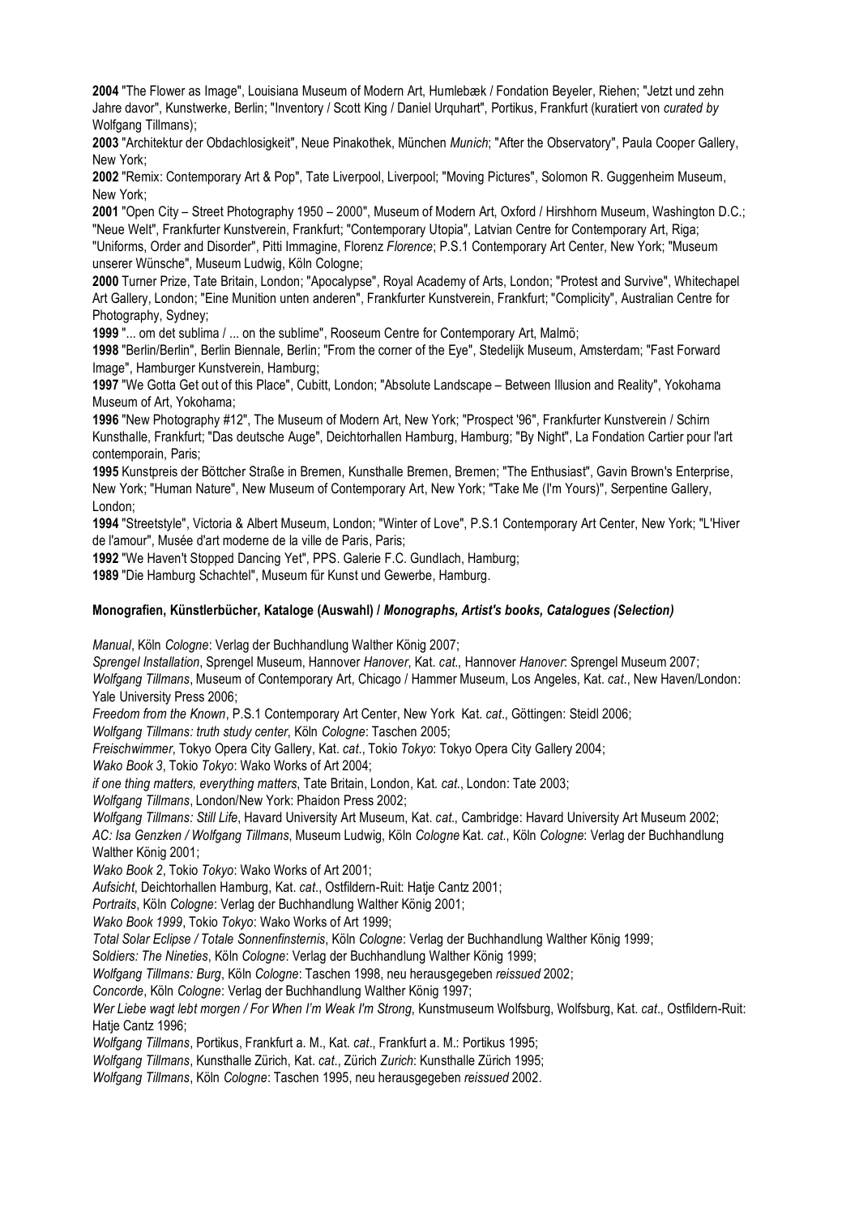**2004** "The Flower as Image", Louisiana Museum of Modern Art, Humlebæk / Fondation Beyeler, Riehen; "Jetzt und zehn Jahre davor", Kunstwerke, Berlin; "Inventory / Scott King / Daniel Urquhart", Portikus, Frankfurt (kuratiert von *curated by* Wolfgang Tillmans);

**2003** "Architektur der Obdachlosigkeit", Neue Pinakothek, München *Munich*; "After the Observatory", Paula Cooper Gallery, New York;

**2002** "Remix: Contemporary Art & Pop", Tate Liverpool, Liverpool; "Moving Pictures", Solomon R. Guggenheim Museum, New York;

**2001** "Open City – Street Photography 1950 – 2000", Museum of Modern Art, Oxford / Hirshhorn Museum, Washington D.C.; "Neue Welt", Frankfurter Kunstverein, Frankfurt; "Contemporary Utopia", Latvian Centre for Contemporary Art, Riga; "Uniforms, Order and Disorder", Pitti Immagine, Florenz *Florence*; P.S.1 Contemporary Art Center, New York; "Museum unserer Wünsche", Museum Ludwig, Köln Cologne;

**2000** Turner Prize, Tate Britain, London; "Apocalypse", Royal Academy of Arts, London; "Protest and Survive", Whitechapel Art Gallery, London; "Eine Munition unten anderen", Frankfurter Kunstverein, Frankfurt; "Complicity", Australian Centre for Photography, Sydney;

**1999** "... om det sublima / ... on the sublime", Rooseum Centre for Contemporary Art, Malmö;

**1998** "Berlin/Berlin", Berlin Biennale, Berlin; "From the corner of the Eye", Stedelijk Museum, Amsterdam; "Fast Forward Image", Hamburger Kunstverein, Hamburg;

**1997** "We Gotta Get out of this Place", Cubitt, London; "Absolute Landscape – Between Illusion and Reality", Yokohama Museum of Art, Yokohama;

**1996** "New Photography #12", The Museum of Modern Art, New York; "Prospect '96", Frankfurter Kunstverein / Schirn Kunsthalle, Frankfurt; "Das deutsche Auge", Deichtorhallen Hamburg, Hamburg; "By Night", La Fondation Cartier pour l'art contemporain, Paris;

**1995** Kunstpreis der Böttcher Straße in Bremen, Kunsthalle Bremen, Bremen; "The Enthusiast", Gavin Brown's Enterprise, New York; "Human Nature", New Museum of Contemporary Art, New York; "Take Me (I'm Yours)", Serpentine Gallery, London;

**1994** "Streetstyle", Victoria & Albert Museum, London; "Winter of Love", P.S.1 Contemporary Art Center, New York; "L'Hiver de l'amour", Musée d'art moderne de la ville de Paris, Paris;

**1992** "We Haven't Stopped Dancing Yet", PPS. Galerie F.C. Gundlach, Hamburg;

**1989** "Die Hamburg Schachtel", Museum für Kunst und Gewerbe, Hamburg.

### Monografien, Künstlerbücher, Kataloge (Auswahl) / *Monographs, Artist's books, Catalogues (Selection)*

*Manual*, Köln *Cologne*: Verlag der Buchhandlung Walther König 2007;

*Sprengel Installation*, Sprengel Museum, Hannover *Hanover*, Kat. *cat*., Hannover *Hanover*: Sprengel Museum 2007;

*Wolfgang Tillmans*, Museum of Contemporary Art, Chicago / Hammer Museum, Los Angeles, Kat. *cat*., New Haven/London: Yale University Press 2006;

*Freedom from the Known*, P.S.1 Contemporary Art Center, New York Kat. *cat*., Göttingen: Steidl 2006;

*Wolfgang Tillmans: truth study center*, Köln *Cologne*: Taschen 2005;

*Freischwimmer*, Tokyo Opera City Gallery, Kat. *cat*., Tokio *Tokyo*: Tokyo Opera City Gallery 2004;

*Wako Book 3*, Tokio *Tokyo*: Wako Works of Art 2004;

*if one thing matters, everything matters*, Tate Britain, London, Kat. *cat*., London: Tate 2003;

*Wolfgang Tillmans*, London/New York: Phaidon Press 2002;

*Wolfgang Tillmans: Still Life*, Havard University Art Museum, Kat. *cat*., Cambridge: Havard University Art Museum 2002;

*AC: Isa Genzken / Wolfgang Tillmans*, Museum Ludwig, Köln *Cologne* Kat. *cat*., Köln *Cologne*: Verlag der Buchhandlung Walther König 2001;

*Wako Book 2*, Tokio *Tokyo*: Wako Works of Art 2001;

*Aufsicht*, Deichtorhallen Hamburg, Kat. *cat*., Ostfildern-Ruit: Hatje Cantz 2001;

*Portraits*, Köln *Cologne*: Verlag der Buchhandlung Walther König 2001;

*Wako Book 1999*, Tokio *Tokyo*: Wako Works of Art 1999;

*Total Solar Eclipse / Totale Sonnenfinsternis*, Köln *Cologne*: Verlag der Buchhandlung Walther König 1999;

*Soldiers: The Nineties*, Köln *Cologne*: Verlag der Buchhandlung Walther König 1999;

*Wolfgang Tillmans: Burg*, Köln *Cologne*: Taschen 1998, neu herausgegeben *reissued* 2002;

*Concorde*, Köln *Cologne*: Verlag der Buchhandlung Walther König 1997;

*Wer Liebe wagt lebt morgen / For When I'm Weak I'm Strong*, Kunstmuseum Wolfsburg, Wolfsburg, Kat. *cat*., Ostfildern-Ruit: Hatje Cantz 1996;

*Wolfgang Tillmans*, Portikus, Frankfurt a. M., Kat. *cat*., Frankfurt a. M.: Portikus 1995;

*Wolfgang Tillmans*, Kunsthalle Zürich, Kat. *cat*., Zürich *Zurich*: Kunsthalle Zürich 1995;

*Wolfgang Tillmans*, Köln *Cologne*: Taschen 1995, neu herausgegeben *reissued* 2002.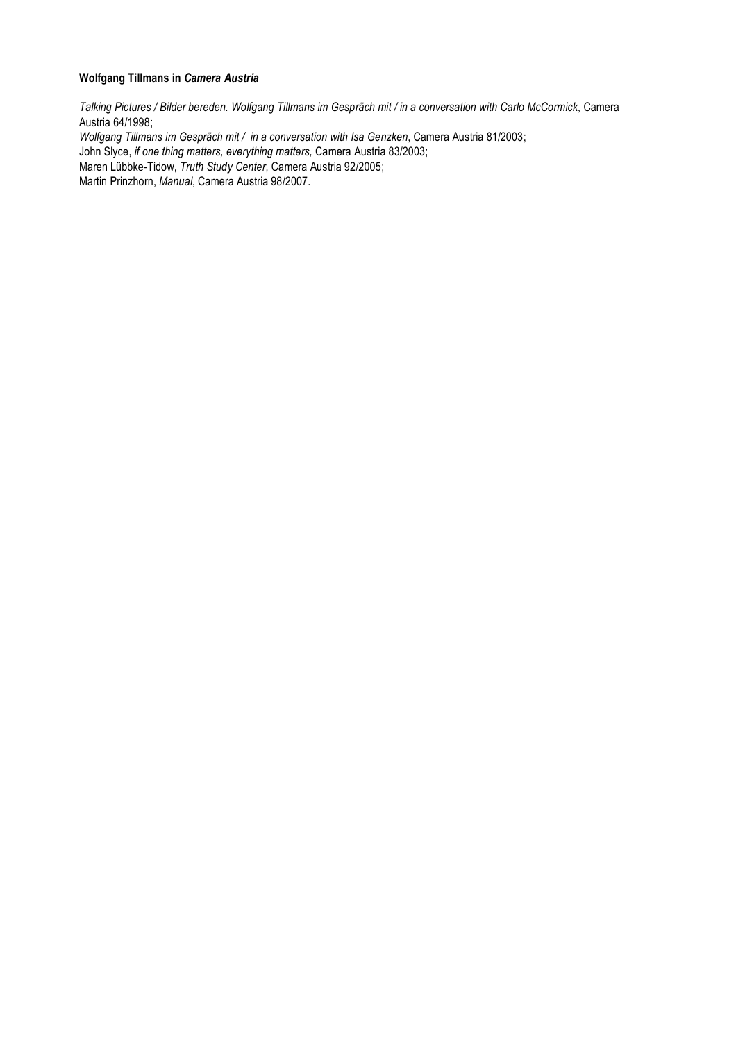**Wolfgang Tillmans in *Camera Austria***

*Talking Pictures / Bilder bereden. Wolfgang Tillmans im Gespräch mit / in a conversation with Carlo McCormick*, Camera Austria 64/1998;
*Wolfgang Tillmans im Gespräch mit / in a conversation with Isa Genzken*, Camera Austria 81/2003;
John Slyce, *if one thing matters, everything matters,* Camera Austria 83/2003;
Maren Lübbke-Tidow, *Truth Study Center*, Camera Austria 92/2005;
Martin Prinzhorn, *Manual*, Camera Austria 98/2007.